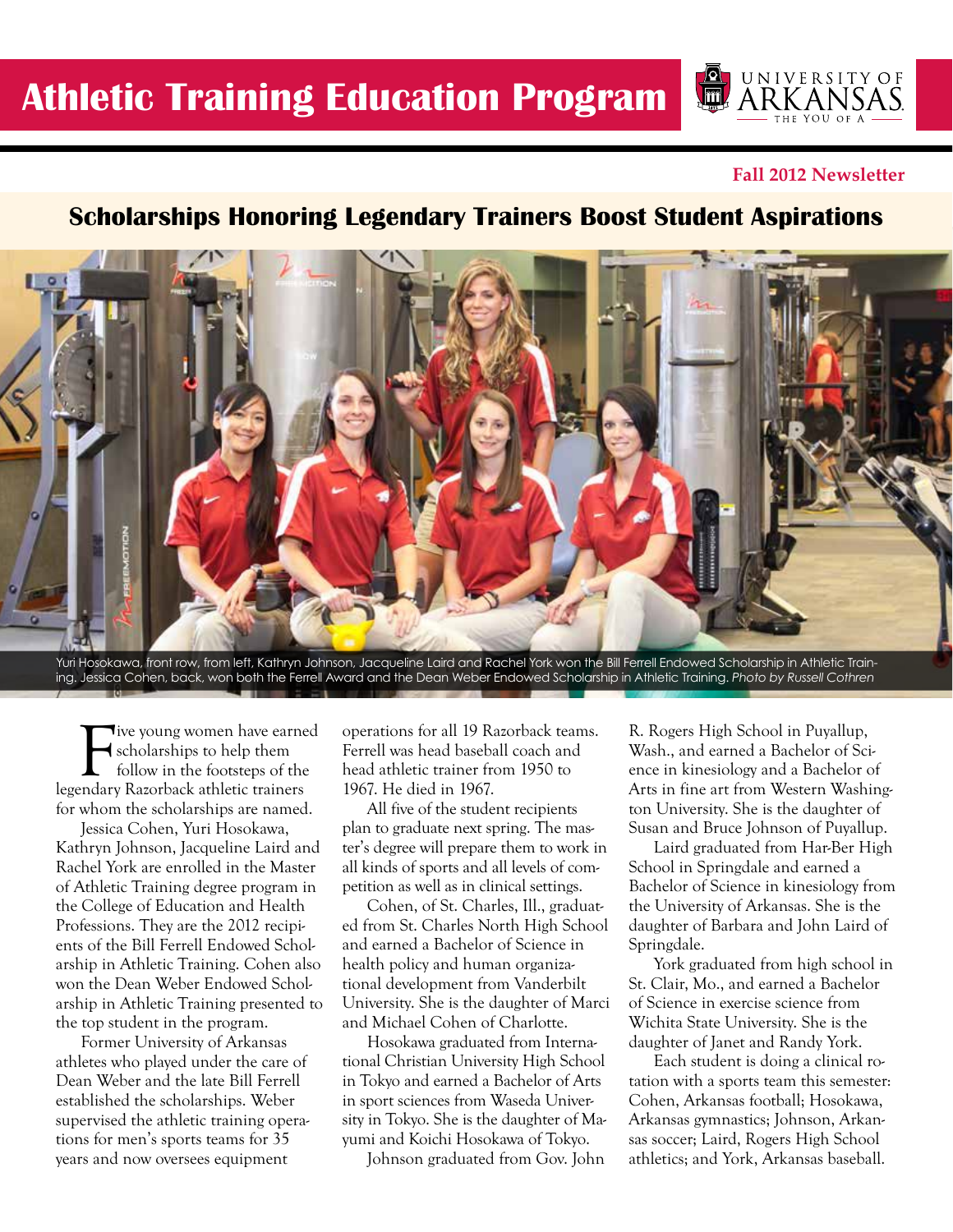# Athletic Training Education Program

UNIVERSITY OF ARKANSAS
THE YOU OF A

**Fall 2012 Newsletter**

## Scholarships Honoring Legendary Trainers Boost Student Aspirations

Yuri Hosokawa, front row, from left, Kathryn Johnson, Jacqueline Laird and Rachel York won the Bill Ferrell Endowed Scholarship in Athletic Training. Jessica Cohen, back, won both the Ferrell Award and the Dean Weber Endowed Scholarship in Athletic Training. *Photo by Russell Cothren*

Five young women have earned scholarships to help them follow in the footsteps of the legendary Razorback athletic trainers for whom the scholarships are named.

Jessica Cohen, Yuri Hosokawa, Kathryn Johnson, Jacqueline Laird and Rachel York are enrolled in the Master of Athletic Training degree program in the College of Education and Health Professions. They are the 2012 recipients of the Bill Ferrell Endowed Scholarship in Athletic Training. Cohen also won the Dean Weber Endowed Scholarship in Athletic Training presented to the top student in the program.

Former University of Arkansas athletes who played under the care of Dean Weber and the late Bill Ferrell established the scholarships. Weber supervised the athletic training operations for men's sports teams for 35 years and now oversees equipment operations for all 19 Razorback teams. Ferrell was head baseball coach and head athletic trainer from 1950 to 1967. He died in 1967.

All five of the student recipients plan to graduate next spring. The master's degree will prepare them to work in all kinds of sports and all levels of competition as well as in clinical settings.

Cohen, of St. Charles, Ill., graduated from St. Charles North High School and earned a Bachelor of Science in health policy and human organizational development from Vanderbilt University. She is the daughter of Marci and Michael Cohen of Charlotte.

Hosokawa graduated from International Christian University High School in Tokyo and earned a Bachelor of Arts in sport sciences from Waseda University in Tokyo. She is the daughter of Mayumi and Koichi Hosokawa of Tokyo.

Johnson graduated from Gov. John R. Rogers High School in Puyallup, Wash., and earned a Bachelor of Science in kinesiology and a Bachelor of Arts in fine art from Western Washington University. She is the daughter of Susan and Bruce Johnson of Puyallup.

Laird graduated from Har-Ber High School in Springdale and earned a Bachelor of Science in kinesiology from the University of Arkansas. She is the daughter of Barbara and John Laird of Springdale.

York graduated from high school in St. Clair, Mo., and earned a Bachelor of Science in exercise science from Wichita State University. She is the daughter of Janet and Randy York.

Each student is doing a clinical rotation with a sports team this semester: Cohen, Arkansas football; Hosokawa, Arkansas gymnastics; Johnson, Arkansas soccer; Laird, Rogers High School athletics; and York, Arkansas baseball.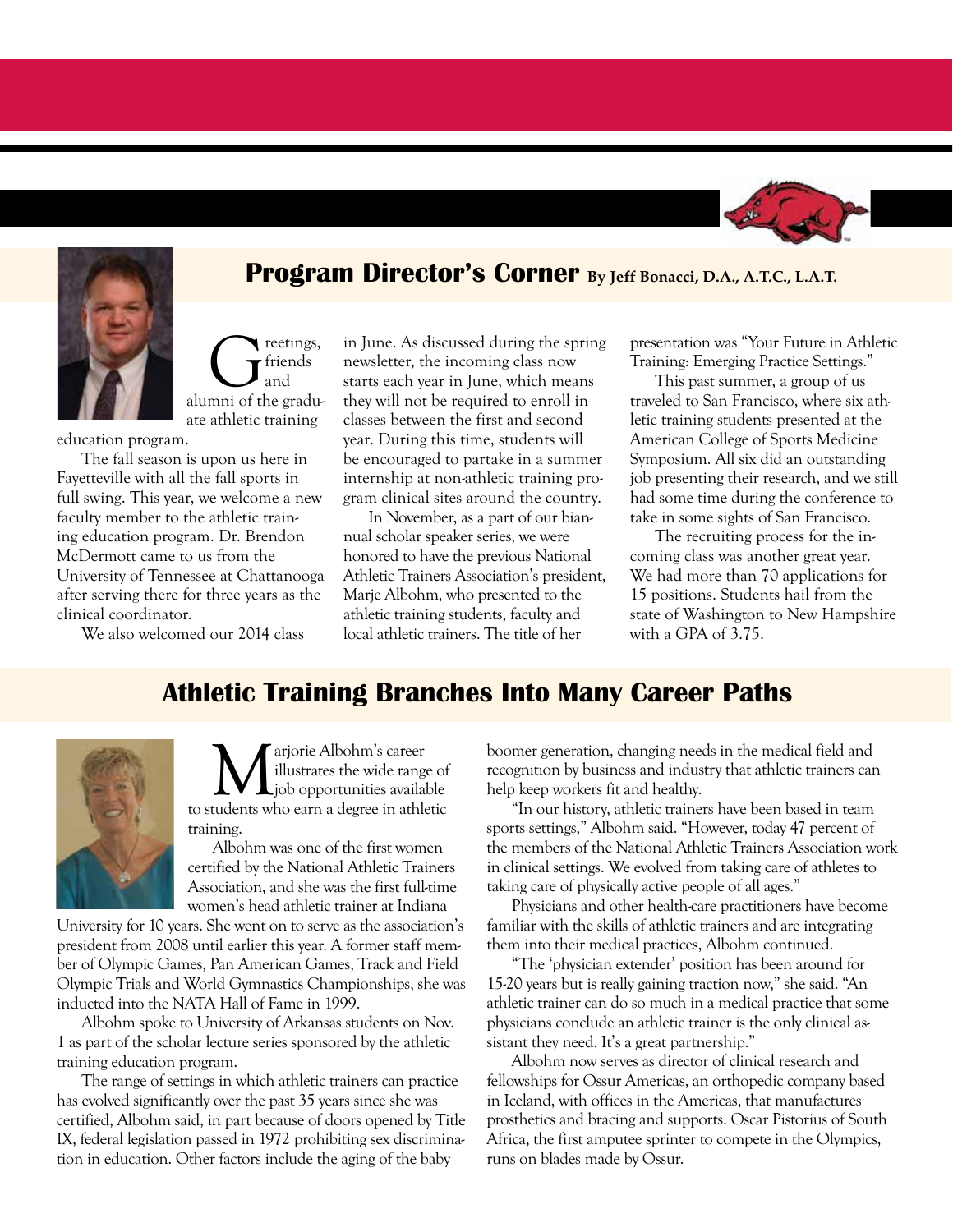## Program Director's Corner By Jeff Bonacci, D.A., A.T.C., L.A.T.

Greetings, friends and alumni of the graduate athletic training education program.

The fall season is upon us here in Fayetteville with all the fall sports in full swing. This year, we welcome a new faculty member to the athletic training education program. Dr. Brendon McDermott came to us from the University of Tennessee at Chattanooga after serving there for three years as the clinical coordinator.

We also welcomed our 2014 class in June. As discussed during the spring newsletter, the incoming class now starts each year in June, which means they will not be required to enroll in classes between the first and second year. During this time, students will be encouraged to partake in a summer internship at non-athletic training program clinical sites around the country.

In November, as a part of our biannual scholar speaker series, we were honored to have the previous National Athletic Trainers Association's president, Marje Albohm, who presented to the athletic training students, faculty and local athletic trainers. The title of her presentation was "Your Future in Athletic Training: Emerging Practice Settings."

This past summer, a group of us traveled to San Francisco, where six athletic training students presented at the American College of Sports Medicine Symposium. All six did an outstanding job presenting their research, and we still had some time during the conference to take in some sights of San Francisco.

The recruiting process for the incoming class was another great year. We had more than 70 applications for 15 positions. Students hail from the state of Washington to New Hampshire with a GPA of 3.75.

## Athletic Training Branches Into Many Career Paths

Marjorie Albohm's career illustrates the wide range of job opportunities available to students who earn a degree in athletic training.

Albohm was one of the first women certified by the National Athletic Trainers Association, and she was the first full-time women's head athletic trainer at Indiana University for 10 years. She went on to serve as the association's president from 2008 until earlier this year. A former staff member of Olympic Games, Pan American Games, Track and Field Olympic Trials and World Gymnastics Championships, she was inducted into the NATA Hall of Fame in 1999.

Albohm spoke to University of Arkansas students on Nov. 1 as part of the scholar lecture series sponsored by the athletic training education program.

The range of settings in which athletic trainers can practice has evolved significantly over the past 35 years since she was certified, Albohm said, in part because of doors opened by Title IX, federal legislation passed in 1972 prohibiting sex discrimination in education. Other factors include the aging of the baby boomer generation, changing needs in the medical field and recognition by business and industry that athletic trainers can help keep workers fit and healthy.

"In our history, athletic trainers have been based in team sports settings," Albohm said. "However, today 47 percent of the members of the National Athletic Trainers Association work in clinical settings. We evolved from taking care of athletes to taking care of physically active people of all ages."

Physicians and other health-care practitioners have become familiar with the skills of athletic trainers and are integrating them into their medical practices, Albohm continued.

"The 'physician extender' position has been around for 15-20 years but is really gaining traction now," she said. "An athletic trainer can do so much in a medical practice that some physicians conclude an athletic trainer is the only clinical assistant they need. It's a great partnership."

Albohm now serves as director of clinical research and fellowships for Ossur Americas, an orthopedic company based in Iceland, with offices in the Americas, that manufactures prosthetics and bracing and supports. Oscar Pistorius of South Africa, the first amputee sprinter to compete in the Olympics, runs on blades made by Ossur.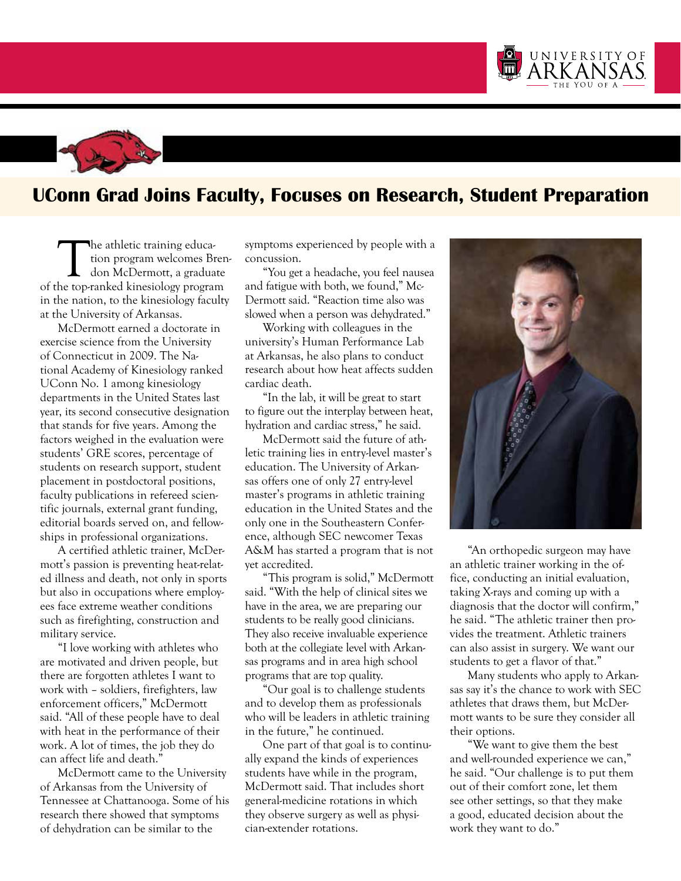# UConn Grad Joins Faculty, Focuses on Research, Student Preparation

The athletic training education program welcomes Brendon McDermott, a graduate of the top-ranked kinesiology program in the nation, to the kinesiology faculty at the University of Arkansas.

McDermott earned a doctorate in exercise science from the University of Connecticut in 2009. The National Academy of Kinesiology ranked UConn No. 1 among kinesiology departments in the United States last year, its second consecutive designation that stands for five years. Among the factors weighed in the evaluation were students' GRE scores, percentage of students on research support, student placement in postdoctoral positions, faculty publications in refereed scientific journals, external grant funding, editorial boards served on, and fellowships in professional organizations.

A certified athletic trainer, McDermott's passion is preventing heat-related illness and death, not only in sports but also in occupations where employees face extreme weather conditions such as firefighting, construction and military service.

"I love working with athletes who are motivated and driven people, but there are forgotten athletes I want to work with – soldiers, firefighters, law enforcement officers," McDermott said. "All of these people have to deal with heat in the performance of their work. A lot of times, the job they do can affect life and death."

McDermott came to the University of Arkansas from the University of Tennessee at Chattanooga. Some of his research there showed that symptoms of dehydration can be similar to the symptoms experienced by people with a concussion.

"You get a headache, you feel nausea and fatigue with both, we found," McDermott said. "Reaction time also was slowed when a person was dehydrated."

Working with colleagues in the university's Human Performance Lab at Arkansas, he also plans to conduct research about how heat affects sudden cardiac death.

"In the lab, it will be great to start to figure out the interplay between heat, hydration and cardiac stress," he said.

McDermott said the future of athletic training lies in entry-level master's education. The University of Arkansas offers one of only 27 entry-level master's programs in athletic training education in the United States and the only one in the Southeastern Conference, although SEC newcomer Texas A&M has started a program that is not yet accredited.

"This program is solid," McDermott said. "With the help of clinical sites we have in the area, we are preparing our students to be really good clinicians. They also receive invaluable experience both at the collegiate level with Arkansas programs and in area high school programs that are top quality.

"Our goal is to challenge students and to develop them as professionals who will be leaders in athletic training in the future," he continued.

One part of that goal is to continually expand the kinds of experiences students have while in the program, McDermott said. That includes short general-medicine rotations in which they observe surgery as well as physician-extender rotations.

"An orthopedic surgeon may have an athletic trainer working in the office, conducting an initial evaluation, taking X-rays and coming up with a diagnosis that the doctor will confirm," he said. "The athletic trainer then provides the treatment. Athletic trainers can also assist in surgery. We want our students to get a flavor of that."

Many students who apply to Arkansas say it's the chance to work with SEC athletes that draws them, but McDermott wants to be sure they consider all their options.

"We want to give them the best and well-rounded experience we can," he said. "Our challenge is to put them out of their comfort zone, let them see other settings, so that they make a good, educated decision about the work they want to do."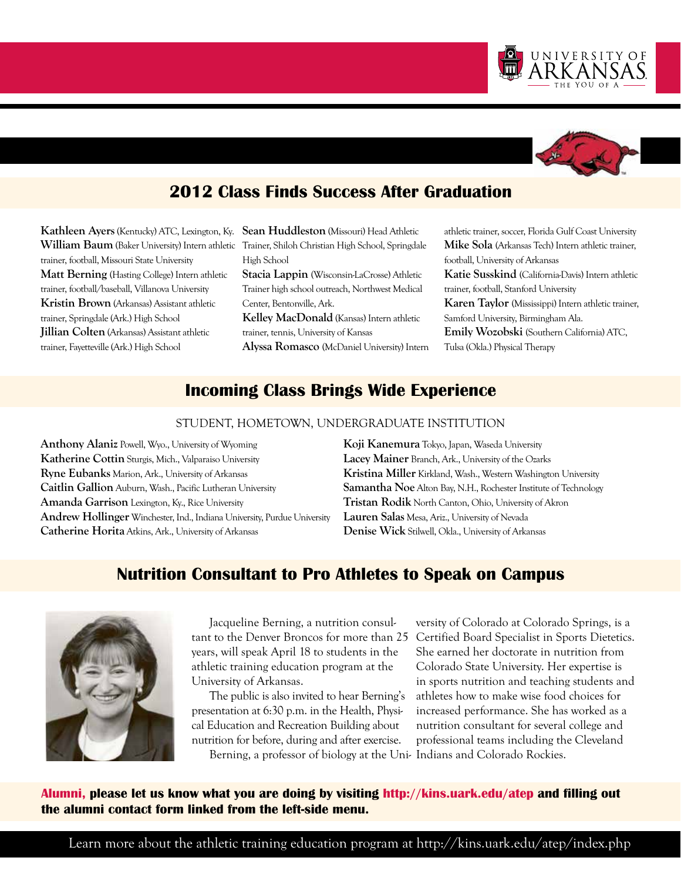## 2012 Class Finds Success After Graduation

**Kathleen Ayers** (Kentucky) ATC, Lexington, Ky.

**William Baum** (Baker University) Intern athletic trainer, football, Missouri State University

**Matt Berning** (Hasting College) Intern athletic trainer, football/baseball, Villanova University

**Kristin Brown** (Arkansas) Assistant athletic trainer, Springdale (Ark.) High School

**Jillian Colten** (Arkansas) Assistant athletic trainer, Fayetteville (Ark.) High School

**Sean Huddleston** (Missouri) Head Athletic Trainer, Shiloh Christian High School, Springdale High School

**Stacia Lappin** (Wisconsin-LaCrosse) Athletic Trainer high school outreach, Northwest Medical Center, Bentonville, Ark.

**Kelley MacDonald** (Kansas) Intern athletic trainer, tennis, University of Kansas

**Alyssa Romasco** (McDaniel University) Intern athletic trainer, soccer, Florida Gulf Coast University

**Mike Sola** (Arkansas Tech) Intern athletic trainer, football, University of Arkansas

**Katie Susskind** (California-Davis) Intern athletic trainer, football, Stanford University

**Karen Taylor** (Mississippi) Intern athletic trainer, Samford University, Birmingham Ala.

**Emily Wozobski** (Southern California) ATC, Tulsa (Okla.) Physical Therapy

## Incoming Class Brings Wide Experience

STUDENT, HOMETOWN, UNDERGRADUATE INSTITUTION

**Anthony Alaniz** Powell, Wyo., University of Wyoming

**Katherine Cottin** Sturgis, Mich., Valparaiso University

**Ryne Eubanks** Marion, Ark., University of Arkansas

**Caitlin Gallion** Auburn, Wash., Pacific Lutheran University

**Amanda Garrison** Lexington, Ky., Rice University

**Andrew Hollinger** Winchester, Ind., Indiana University, Purdue University

**Catherine Horita** Atkins, Ark., University of Arkansas

**Koji Kanemura** Tokyo, Japan, Waseda University

**Lacey Mainer** Branch, Ark., University of the Ozarks

**Kristina Miller** Kirkland, Wash., Western Washington University

**Samantha Noe** Alton Bay, N.H., Rochester Institute of Technology

**Tristan Rodik** North Canton, Ohio, University of Akron

**Lauren Salas** Mesa, Ariz., University of Nevada

**Denise Wick** Stilwell, Okla., University of Arkansas

## Nutrition Consultant to Pro Athletes to Speak on Campus

Jacqueline Berning, a nutrition consultant to the Denver Broncos for more than 25 years, will speak April 18 to students in the athletic training education program at the University of Arkansas.

The public is also invited to hear Berning's presentation at 6:30 p.m. in the Health, Physical Education and Recreation Building about nutrition for before, during and after exercise.

Berning, a professor of biology at the University of Colorado at Colorado Springs, is a Certified Board Specialist in Sports Dietetics. She earned her doctorate in nutrition from Colorado State University. Her expertise is in sports nutrition and teaching students and athletes how to make wise food choices for increased performance. She has worked as a nutrition consultant for several college and professional teams including the Cleveland Indians and Colorado Rockies.

**Alumni, please let us know what you are doing by visiting http://kins.uark.edu/atep and filling out the alumni contact form linked from the left-side menu.**

Learn more about the athletic training education program at http://kins.uark.edu/atep/index.php